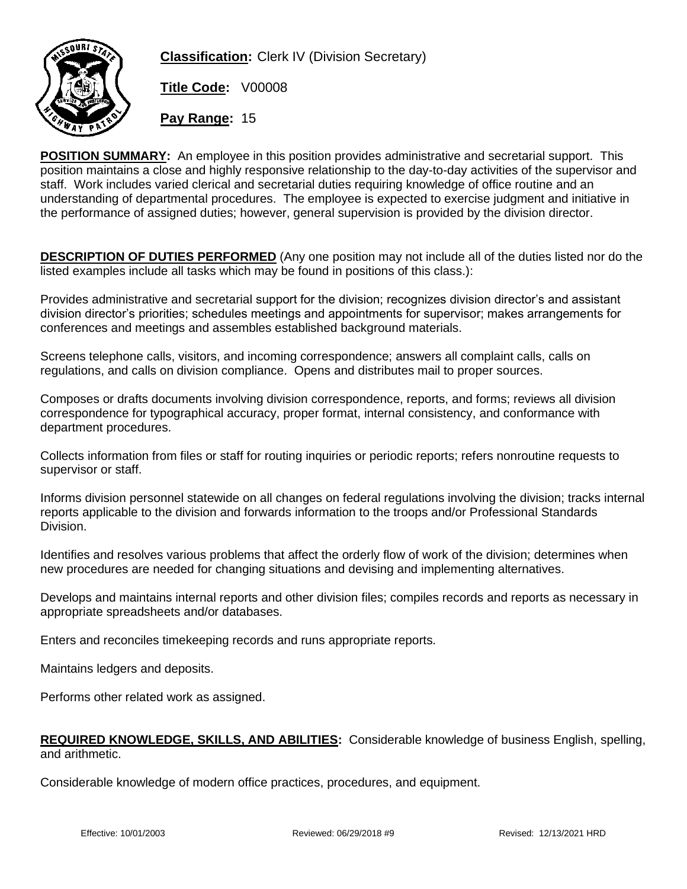**Classification:** Clerk IV (Division Secretary)

**Title Code:** V00008

**Pay Range:** 15

**POSITION SUMMARY:** An employee in this position provides administrative and secretarial support. This position maintains a close and highly responsive relationship to the day-to-day activities of the supervisor and staff. Work includes varied clerical and secretarial duties requiring knowledge of office routine and an understanding of departmental procedures. The employee is expected to exercise judgment and initiative in the performance of assigned duties; however, general supervision is provided by the division director.

**DESCRIPTION OF DUTIES PERFORMED** (Any one position may not include all of the duties listed nor do the listed examples include all tasks which may be found in positions of this class.):

Provides administrative and secretarial support for the division; recognizes division director's and assistant division director's priorities; schedules meetings and appointments for supervisor; makes arrangements for conferences and meetings and assembles established background materials.

Screens telephone calls, visitors, and incoming correspondence; answers all complaint calls, calls on regulations, and calls on division compliance. Opens and distributes mail to proper sources.

Composes or drafts documents involving division correspondence, reports, and forms; reviews all division correspondence for typographical accuracy, proper format, internal consistency, and conformance with department procedures.

Collects information from files or staff for routing inquiries or periodic reports; refers nonroutine requests to supervisor or staff.

Informs division personnel statewide on all changes on federal regulations involving the division; tracks internal reports applicable to the division and forwards information to the troops and/or Professional Standards Division.

Identifies and resolves various problems that affect the orderly flow of work of the division; determines when new procedures are needed for changing situations and devising and implementing alternatives.

Develops and maintains internal reports and other division files; compiles records and reports as necessary in appropriate spreadsheets and/or databases.

Enters and reconciles timekeeping records and runs appropriate reports.

Maintains ledgers and deposits.

Performs other related work as assigned.

**REQUIRED KNOWLEDGE, SKILLS, AND ABILITIES:** Considerable knowledge of business English, spelling, and arithmetic.

Considerable knowledge of modern office practices, procedures, and equipment.

Effective: 10/01/2003 Reviewed: 06/29/2018 #9 Revised: 12/13/2021 HRD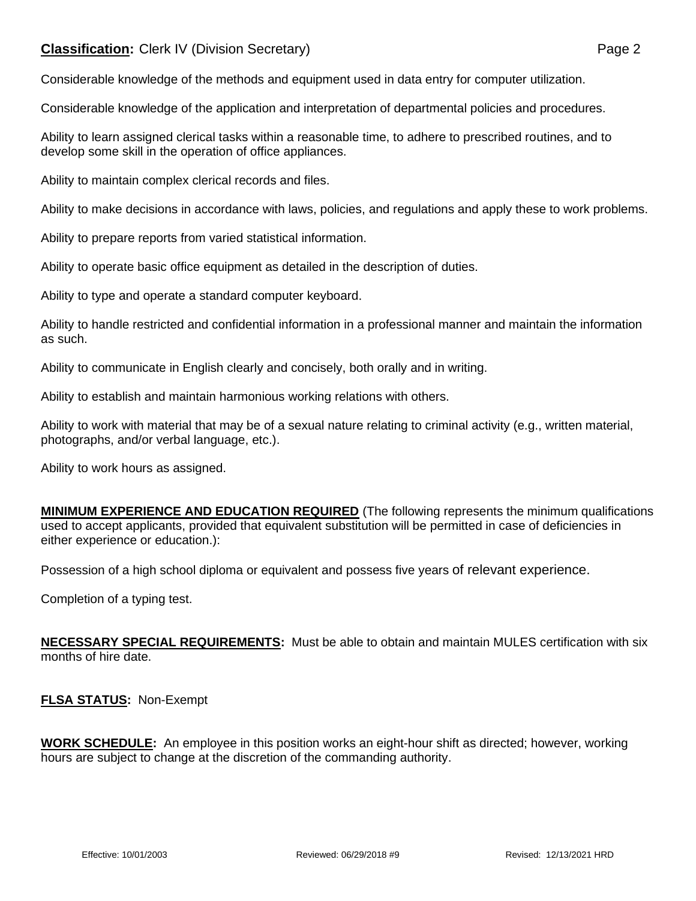Considerable knowledge of the methods and equipment used in data entry for computer utilization.

Considerable knowledge of the application and interpretation of departmental policies and procedures.

Ability to learn assigned clerical tasks within a reasonable time, to adhere to prescribed routines, and to develop some skill in the operation of office appliances.

Ability to maintain complex clerical records and files.

Ability to make decisions in accordance with laws, policies, and regulations and apply these to work problems.

Ability to prepare reports from varied statistical information.

Ability to operate basic office equipment as detailed in the description of duties.

Ability to type and operate a standard computer keyboard.

Ability to handle restricted and confidential information in a professional manner and maintain the information as such.

Ability to communicate in English clearly and concisely, both orally and in writing.

Ability to establish and maintain harmonious working relations with others.

Ability to work with material that may be of a sexual nature relating to criminal activity (e.g., written material, photographs, and/or verbal language, etc.).

Ability to work hours as assigned.

**MINIMUM EXPERIENCE AND EDUCATION REQUIRED** (The following represents the minimum qualifications used to accept applicants, provided that equivalent substitution will be permitted in case of deficiencies in either experience or education.):

Possession of a high school diploma or equivalent and possess five years of relevant experience.

Completion of a typing test.

**NECESSARY SPECIAL REQUIREMENTS:** Must be able to obtain and maintain MULES certification with six months of hire date.

**FLSA STATUS:** Non-Exempt

**WORK SCHEDULE:** An employee in this position works an eight-hour shift as directed; however, working hours are subject to change at the discretion of the commanding authority.

Effective: 10/01/2003 Reviewed: 06/29/2018 #9 Revised: 12/13/2021 HRD